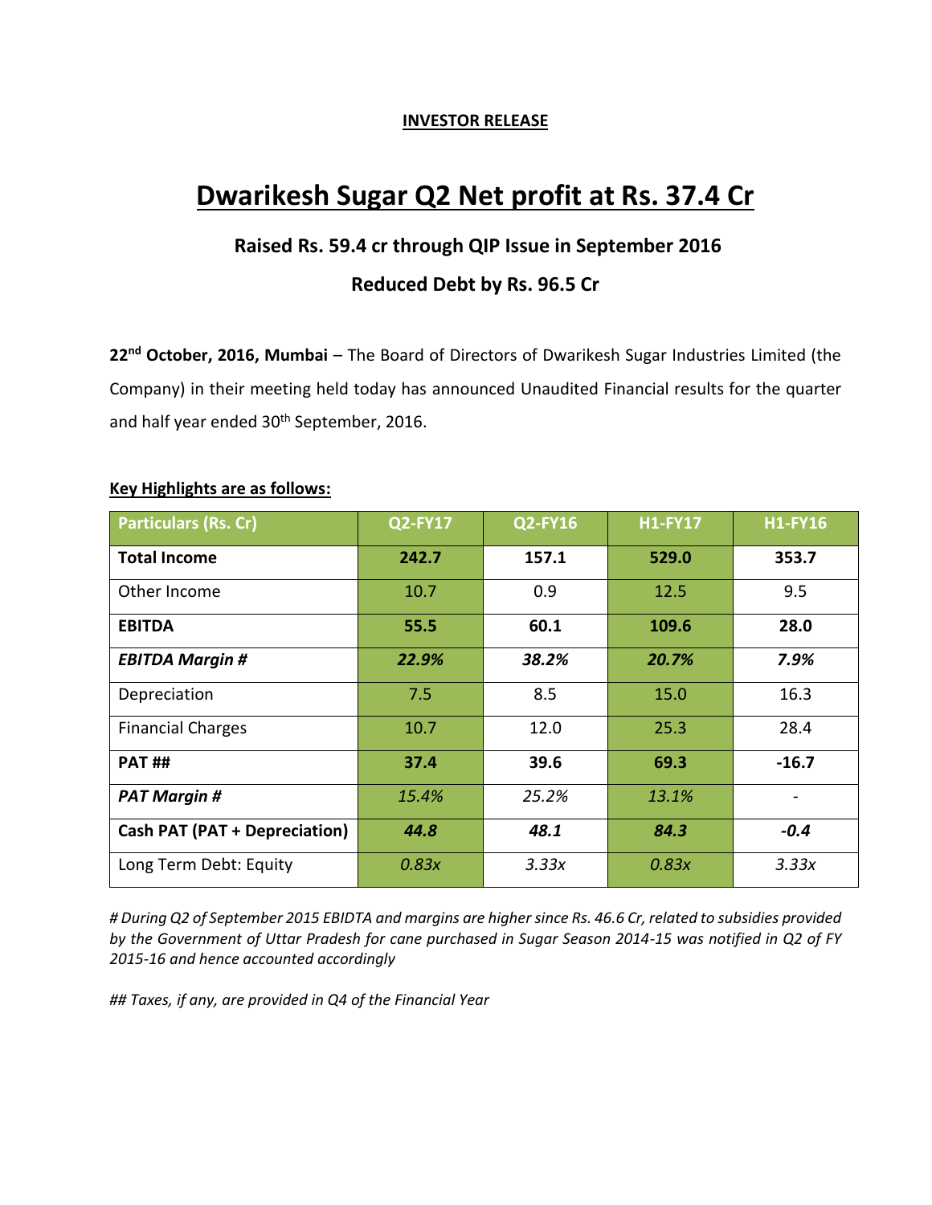**INVESTOR RELEASE**

# Dwarikesh Sugar Q2 Net profit at Rs. 37.4 Cr

### Raised Rs. 59.4 cr through QIP Issue in September 2016

### Reduced Debt by Rs. 96.5 Cr

**22nd October, 2016, Mumbai** – The Board of Directors of Dwarikesh Sugar Industries Limited (the Company) in their meeting held today has announced Unaudited Financial results for the quarter and half year ended 30th September, 2016.

**Key Highlights are as follows:**

| Particulars (Rs. Cr) | Q2-FY17 | Q2-FY16 | H1-FY17 | H1-FY16 |
|---|---|---|---|---|
| **Total Income** | **242.7** | **157.1** | **529.0** | **353.7** |
| Other Income | 10.7 | 0.9 | 12.5 | 9.5 |
| **EBITDA** | **55.5** | **60.1** | **109.6** | **28.0** |
| ***EBITDA Margin #*** | ***22.9%*** | ***38.2%*** | ***20.7%*** | ***7.9%*** |
| Depreciation | 7.5 | 8.5 | 15.0 | 16.3 |
| Financial Charges | 10.7 | 12.0 | 25.3 | 28.4 |
| **PAT ##** | **37.4** | **39.6** | **69.3** | **-16.7** |
| ***PAT Margin #*** | *15.4%* | *25.2%* | *13.1%* | - |
| **Cash PAT (PAT + Depreciation)** | ***44.8*** | ***48.1*** | ***84.3*** | ***-0.4*** |
| Long Term Debt: Equity | *0.83x* | *3.33x* | *0.83x* | *3.33x* |

*# During Q2 of September 2015 EBIDTA and margins are higher since Rs. 46.6 Cr, related to subsidies provided by the Government of Uttar Pradesh for cane purchased in Sugar Season 2014-15 was notified in Q2 of FY 2015-16 and hence accounted accordingly*

*## Taxes, if any, are provided in Q4 of the Financial Year*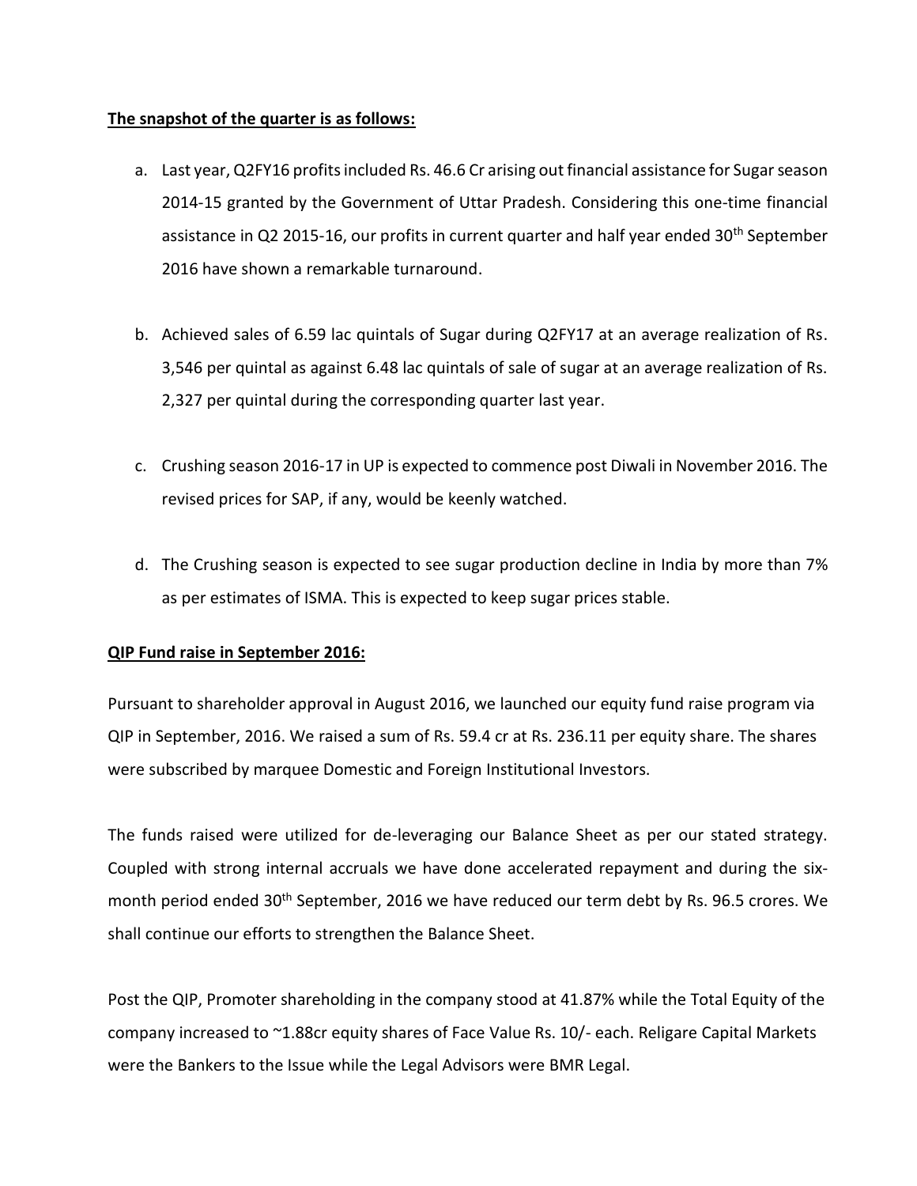**The snapshot of the quarter is as follows:**

a. Last year, Q2FY16 profits included Rs. 46.6 Cr arising out financial assistance for Sugar season 2014-15 granted by the Government of Uttar Pradesh. Considering this one-time financial assistance in Q2 2015-16, our profits in current quarter and half year ended 30th September 2016 have shown a remarkable turnaround.

b. Achieved sales of 6.59 lac quintals of Sugar during Q2FY17 at an average realization of Rs. 3,546 per quintal as against 6.48 lac quintals of sale of sugar at an average realization of Rs. 2,327 per quintal during the corresponding quarter last year.

c. Crushing season 2016-17 in UP is expected to commence post Diwali in November 2016. The revised prices for SAP, if any, would be keenly watched.

d. The Crushing season is expected to see sugar production decline in India by more than 7% as per estimates of ISMA. This is expected to keep sugar prices stable.

**QIP Fund raise in September 2016:**

Pursuant to shareholder approval in August 2016, we launched our equity fund raise program via QIP in September, 2016. We raised a sum of Rs. 59.4 cr at Rs. 236.11 per equity share. The shares were subscribed by marquee Domestic and Foreign Institutional Investors.

The funds raised were utilized for de-leveraging our Balance Sheet as per our stated strategy. Coupled with strong internal accruals we have done accelerated repayment and during the six-month period ended 30th September, 2016 we have reduced our term debt by Rs. 96.5 crores. We shall continue our efforts to strengthen the Balance Sheet.

Post the QIP, Promoter shareholding in the company stood at 41.87% while the Total Equity of the company increased to ~1.88cr equity shares of Face Value Rs. 10/- each. Religare Capital Markets were the Bankers to the Issue while the Legal Advisors were BMR Legal.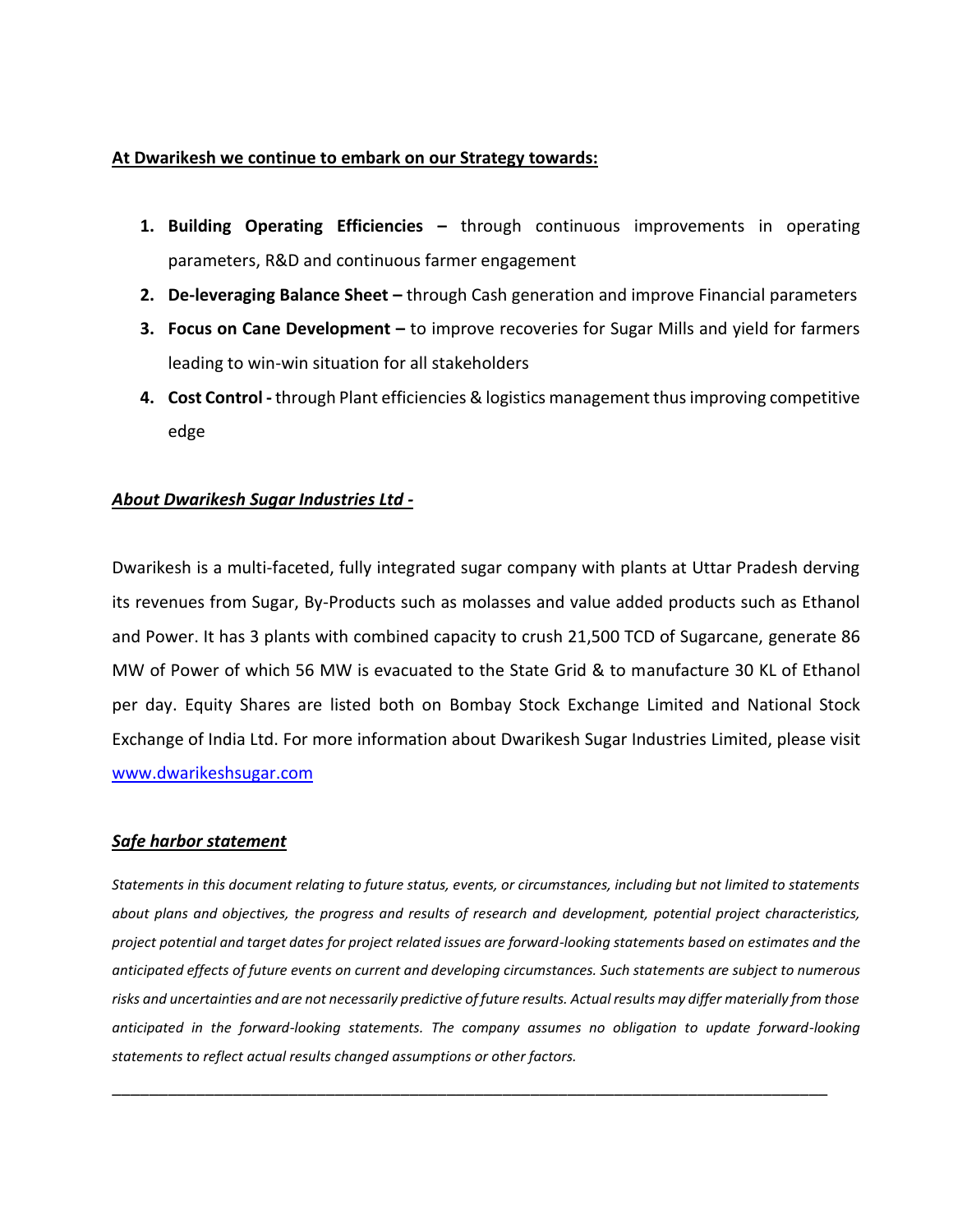**At Dwarikesh we continue to embark on our Strategy towards:**

1. **Building Operating Efficiencies –** through continuous improvements in operating parameters, R&D and continuous farmer engagement
2. **De-leveraging Balance Sheet –** through Cash generation and improve Financial parameters
3. **Focus on Cane Development –** to improve recoveries for Sugar Mills and yield for farmers leading to win-win situation for all stakeholders
4. **Cost Control -** through Plant efficiencies & logistics management thus improving competitive edge

***About Dwarikesh Sugar Industries Ltd -***

Dwarikesh is a multi-faceted, fully integrated sugar company with plants at Uttar Pradesh derving its revenues from Sugar, By-Products such as molasses and value added products such as Ethanol and Power. It has 3 plants with combined capacity to crush 21,500 TCD of Sugarcane, generate 86 MW of Power of which 56 MW is evacuated to the State Grid & to manufacture 30 KL of Ethanol per day. Equity Shares are listed both on Bombay Stock Exchange Limited and National Stock Exchange of India Ltd. For more information about Dwarikesh Sugar Industries Limited, please visit www.dwarikeshsugar.com

***Safe harbor statement***

*Statements in this document relating to future status, events, or circumstances, including but not limited to statements about plans and objectives, the progress and results of research and development, potential project characteristics, project potential and target dates for project related issues are forward-looking statements based on estimates and the anticipated effects of future events on current and developing circumstances. Such statements are subject to numerous risks and uncertainties and are not necessarily predictive of future results. Actual results may differ materially from those anticipated in the forward-looking statements. The company assumes no obligation to update forward-looking statements to reflect actual results changed assumptions or other factors.*

---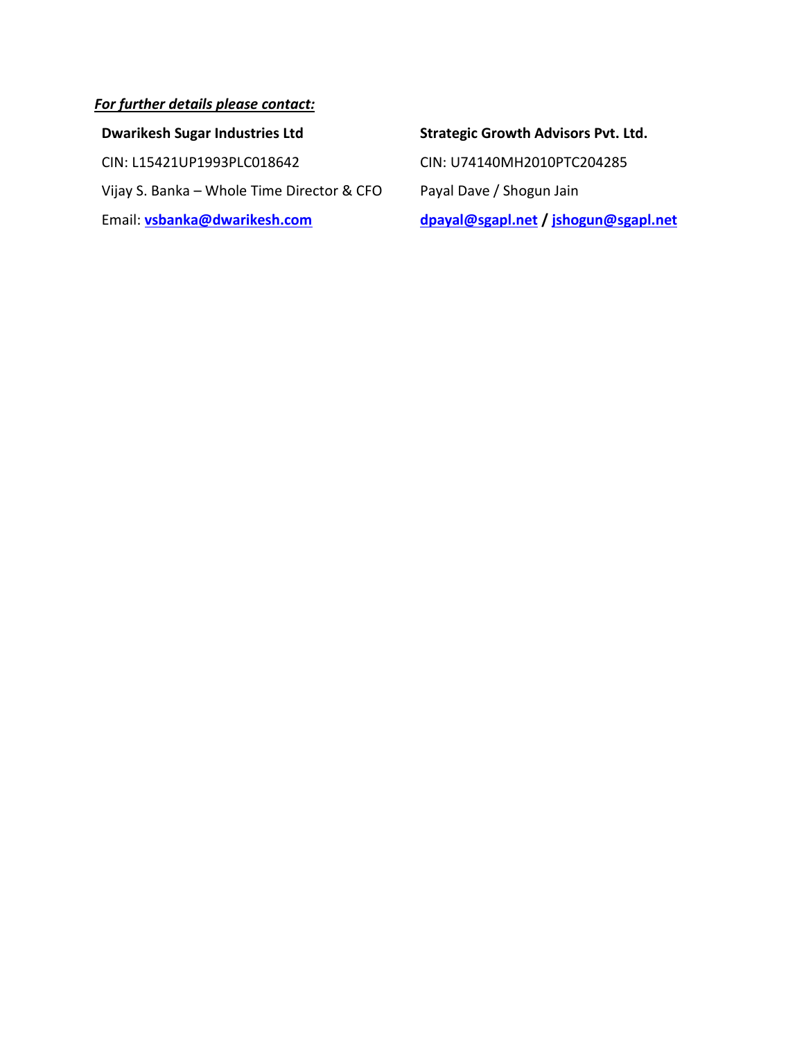***For further details please contact:***

| | |
|---|---|
| **Dwarikesh Sugar Industries Ltd** | **Strategic Growth Advisors Pvt. Ltd.** |
| CIN: L15421UP1993PLC018642 | CIN: U74140MH2010PTC204285 |
| Vijay S. Banka – Whole Time Director & CFO | Payal Dave / Shogun Jain |
| Email: **vsbanka@dwarikesh.com** | **dpayal@sgapl.net / jshogun@sgapl.net** |